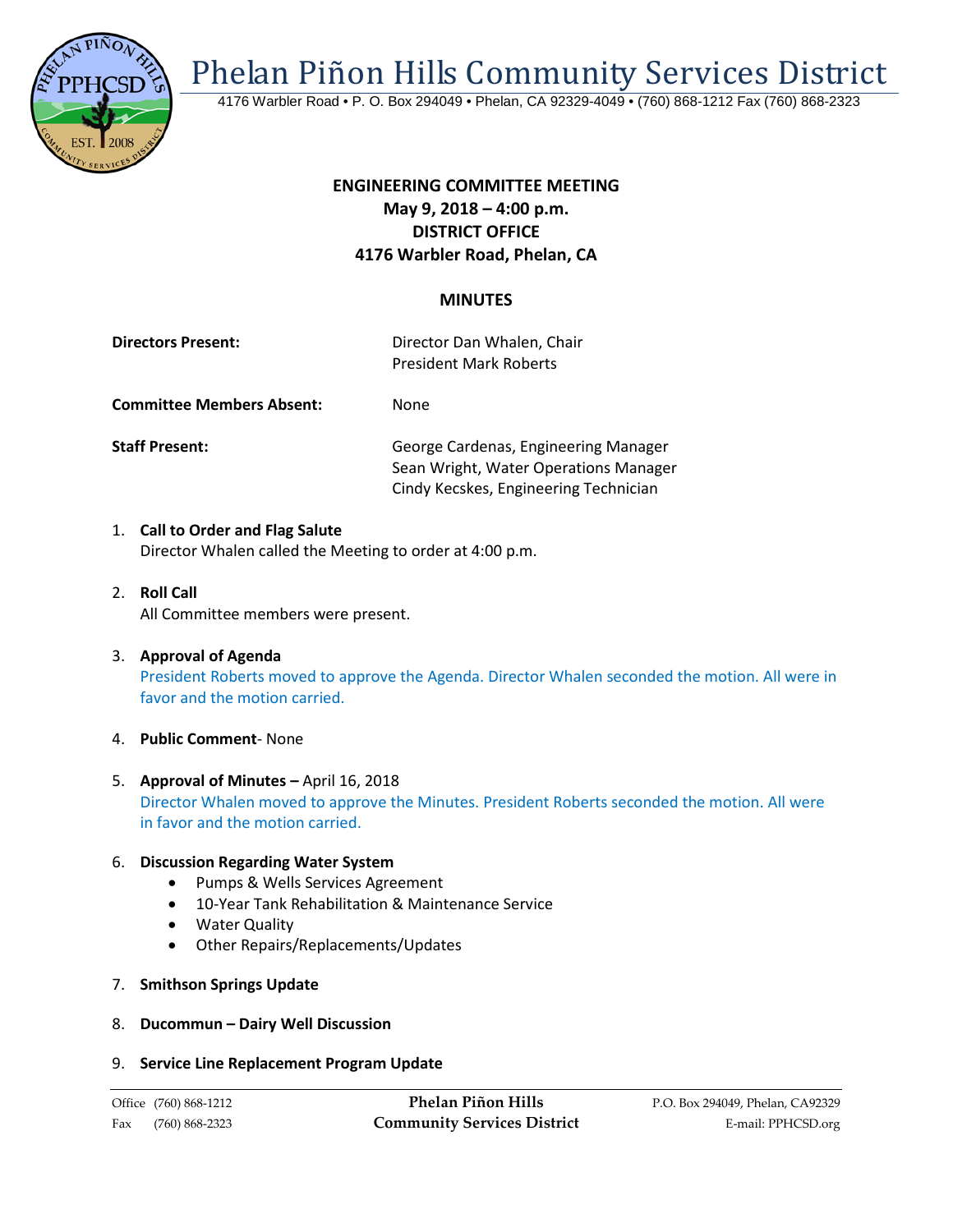# Phelan Piñon Hills Community Services District

4176 Warbler Road • P. O. Box 294049 • Phelan, CA 92329-4049 • (760) 868-1212 Fax (760) 868-2323

**ENGINEERING COMMITTEE MEETING**
**May 9, 2018 – 4:00 p.m.**
**DISTRICT OFFICE**
**4176 Warbler Road, Phelan, CA**

## MINUTES

**Directors Present:** Director Dan Whalen, Chair
President Mark Roberts

**Committee Members Absent:** None

**Staff Present:** George Cardenas, Engineering Manager
Sean Wright, Water Operations Manager
Cindy Kecskes, Engineering Technician

1. **Call to Order and Flag Salute**
   Director Whalen called the Meeting to order at 4:00 p.m.

2. **Roll Call**
   All Committee members were present.

3. **Approval of Agenda**
   President Roberts moved to approve the Agenda. Director Whalen seconded the motion. All were in favor and the motion carried.

4. **Public Comment**- None

5. **Approval of Minutes –** April 16, 2018
   Director Whalen moved to approve the Minutes. President Roberts seconded the motion. All were in favor and the motion carried.

6. **Discussion Regarding Water System**
   - Pumps & Wells Services Agreement
   - 10-Year Tank Rehabilitation & Maintenance Service
   - Water Quality
   - Other Repairs/Replacements/Updates

7. **Smithson Springs Update**

8. **Ducommun – Dairy Well Discussion**

9. **Service Line Replacement Program Update**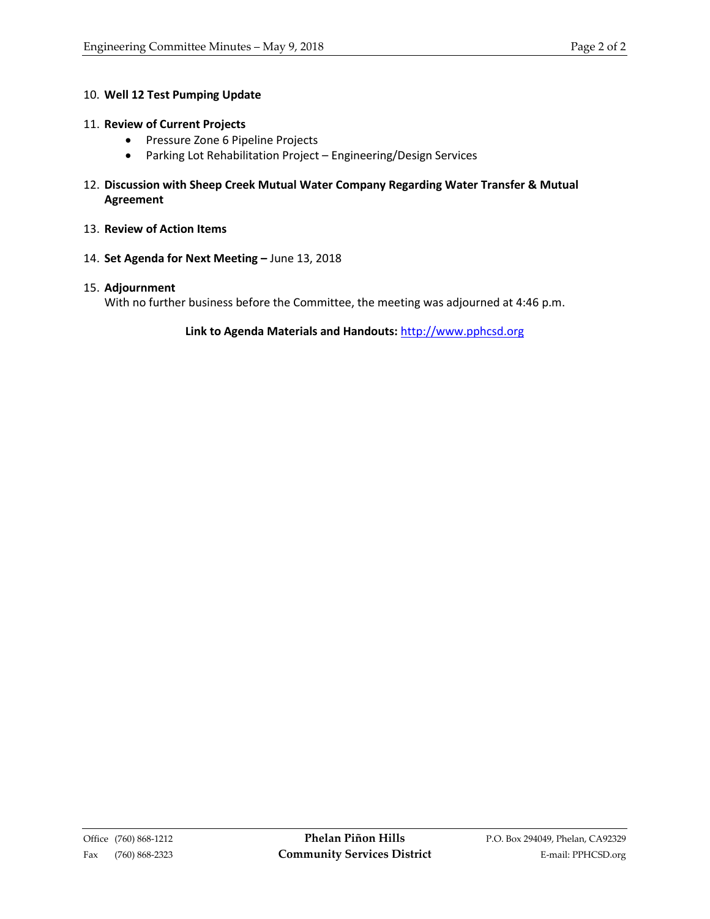10. **Well 12 Test Pumping Update**

11. **Review of Current Projects**
    - Pressure Zone 6 Pipeline Projects
    - Parking Lot Rehabilitation Project – Engineering/Design Services

12. **Discussion with Sheep Creek Mutual Water Company Regarding Water Transfer & Mutual Agreement**

13. **Review of Action Items**

14. **Set Agenda for Next Meeting –** June 13, 2018

15. **Adjournment**
    With no further business before the Committee, the meeting was adjourned at 4:46 p.m.

**Link to Agenda Materials and Handouts:** http://www.pphcsd.org